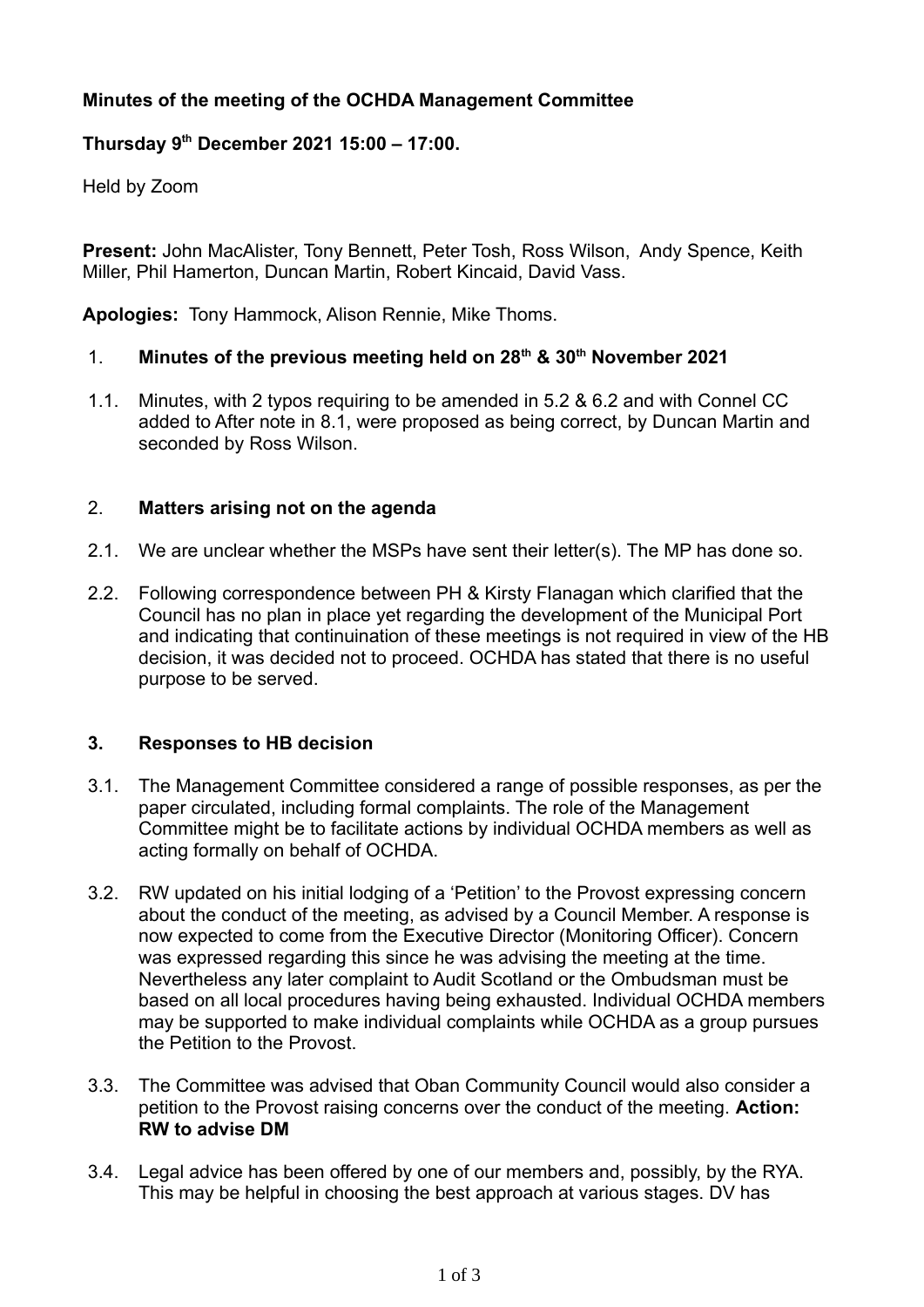**Minutes of the meeting of the OCHDA Management Committee**

**Thursday 9th December 2021 15:00 – 17:00.**

Held by Zoom

**Present:** John MacAlister, Tony Bennett, Peter Tosh, Ross Wilson, Andy Spence, Keith Miller, Phil Hamerton, Duncan Martin, Robert Kincaid, David Vass.

**Apologies:** Tony Hammock, Alison Rennie, Mike Thoms.

1. **Minutes of the previous meeting held on 28th & 30th November 2021**

1.1. Minutes, with 2 typos requiring to be amended in 5.2 & 6.2 and with Connel CC added to After note in 8.1, were proposed as being correct, by Duncan Martin and seconded by Ross Wilson.

2. **Matters arising not on the agenda**

2.1. We are unclear whether the MSPs have sent their letter(s). The MP has done so.

2.2. Following correspondence between PH & Kirsty Flanagan which clarified that the Council has no plan in place yet regarding the development of the Municipal Port and indicating that continuination of these meetings is not required in view of the HB decision, it was decided not to proceed. OCHDA has stated that there is no useful purpose to be served.

**3. Responses to HB decision**

3.1. The Management Committee considered a range of possible responses, as per the paper circulated, including formal complaints. The role of the Management Committee might be to facilitate actions by individual OCHDA members as well as acting formally on behalf of OCHDA.

3.2. RW updated on his initial lodging of a 'Petition' to the Provost expressing concern about the conduct of the meeting, as advised by a Council Member. A response is now expected to come from the Executive Director (Monitoring Officer). Concern was expressed regarding this since he was advising the meeting at the time. Nevertheless any later complaint to Audit Scotland or the Ombudsman must be based on all local procedures having being exhausted. Individual OCHDA members may be supported to make individual complaints while OCHDA as a group pursues the Petition to the Provost.

3.3. The Committee was advised that Oban Community Council would also consider a petition to the Provost raising concerns over the conduct of the meeting. **Action: RW to advise DM**

3.4. Legal advice has been offered by one of our members and, possibly, by the RYA. This may be helpful in choosing the best approach at various stages. DV has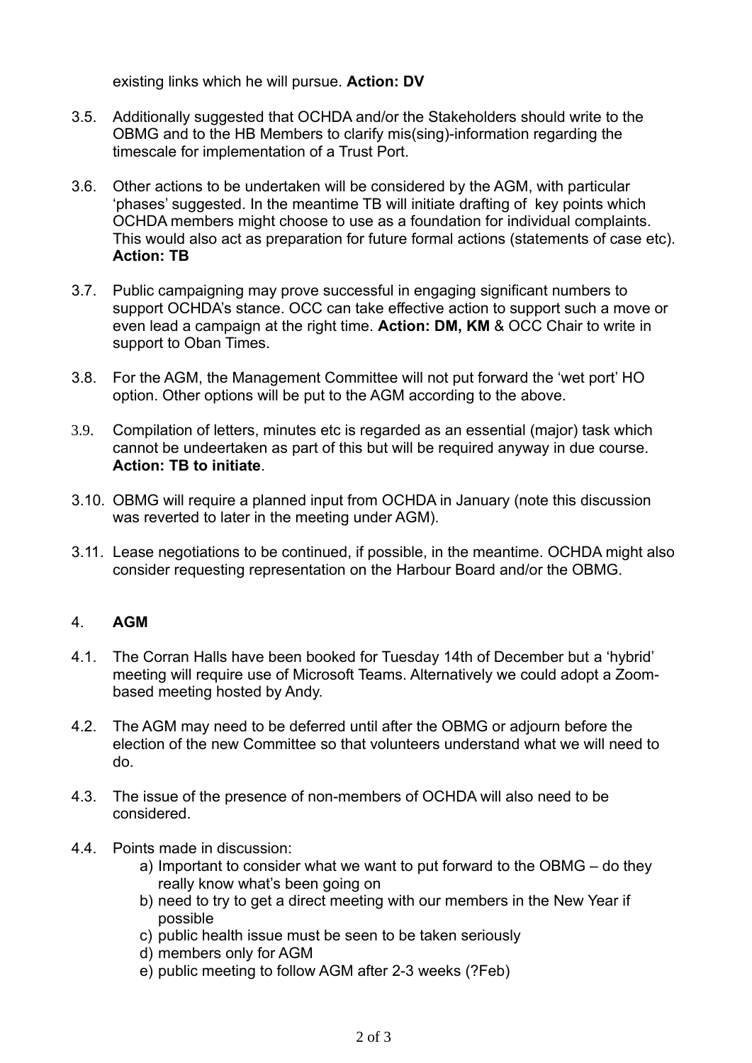existing links which he will pursue. **Action: DV**

3.5. Additionally suggested that OCHDA and/or the Stakeholders should write to the OBMG and to the HB Members to clarify mis(sing)-information regarding the timescale for implementation of a Trust Port.

3.6. Other actions to be undertaken will be considered by the AGM, with particular 'phases' suggested. In the meantime TB will initiate drafting of key points which OCHDA members might choose to use as a foundation for individual complaints. This would also act as preparation for future formal actions (statements of case etc). **Action: TB**

3.7. Public campaigning may prove successful in engaging significant numbers to support OCHDA's stance. OCC can take effective action to support such a move or even lead a campaign at the right time. **Action: DM, KM** & OCC Chair to write in support to Oban Times.

3.8. For the AGM, the Management Committee will not put forward the 'wet port' HO option. Other options will be put to the AGM according to the above.

3.9. Compilation of letters, minutes etc is regarded as an essential (major) task which cannot be undeertaken as part of this but will be required anyway in due course. **Action: TB to initiate**.

3.10. OBMG will require a planned input from OCHDA in January (note this discussion was reverted to later in the meeting under AGM).

3.11. Lease negotiations to be continued, if possible, in the meantime. OCHDA might also consider requesting representation on the Harbour Board and/or the OBMG.

## 4. **AGM**

4.1. The Corran Halls have been booked for Tuesday 14th of December but a 'hybrid' meeting will require use of Microsoft Teams. Alternatively we could adopt a Zoom-based meeting hosted by Andy.

4.2. The AGM may need to be deferred until after the OBMG or adjourn before the election of the new Committee so that volunteers understand what we will need to do.

4.3. The issue of the presence of non-members of OCHDA will also need to be considered.

4.4. Points made in discussion:

   a) Important to consider what we want to put forward to the OBMG – do they really know what's been going on
   b) need to try to get a direct meeting with our members in the New Year if possible
   c) public health issue must be seen to be taken seriously
   d) members only for AGM
   e) public meeting to follow AGM after 2-3 weeks (?Feb)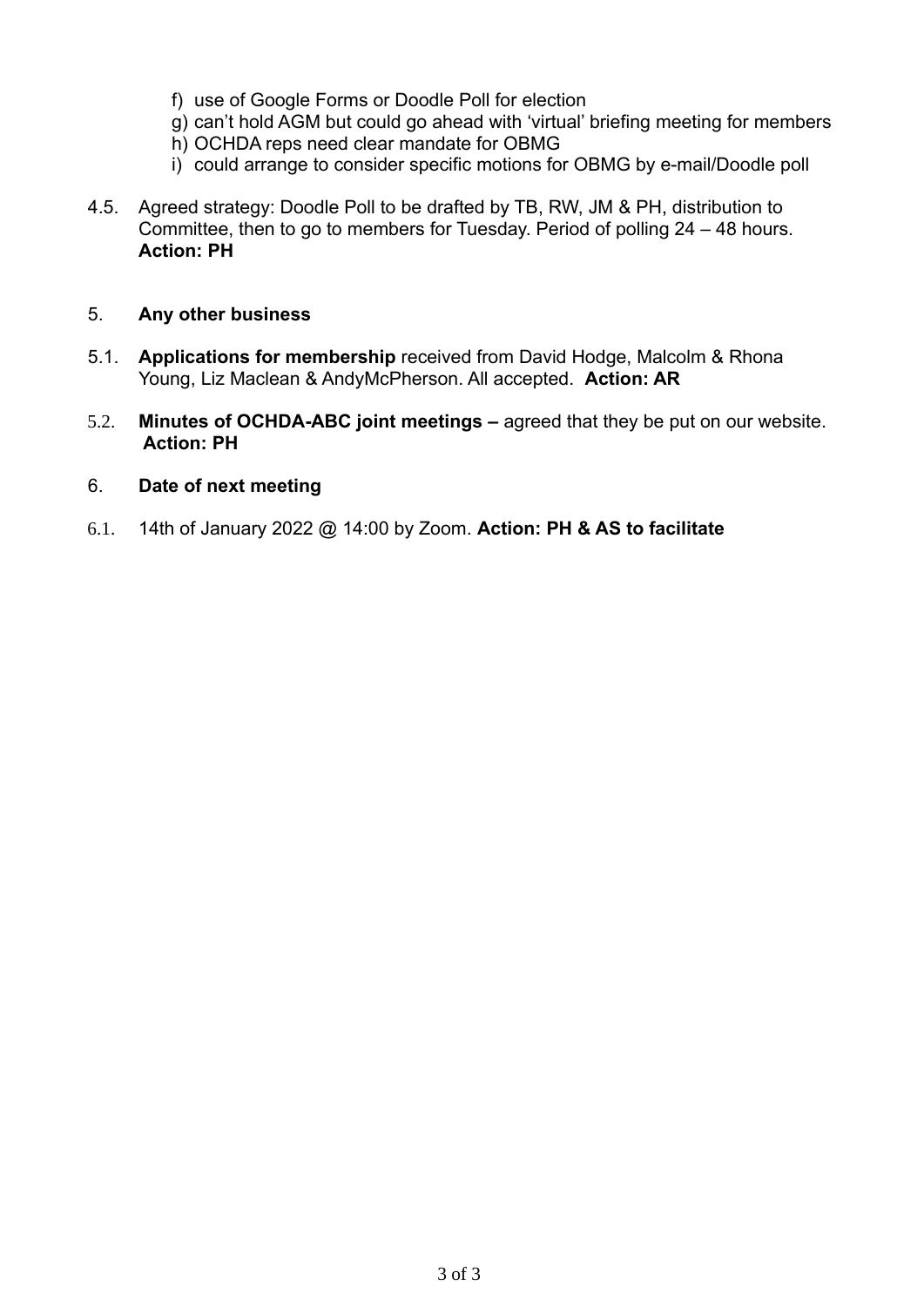f) use of Google Forms or Doodle Poll for election
g) can't hold AGM but could go ahead with 'virtual' briefing meeting for members
h) OCHDA reps need clear mandate for OBMG
i) could arrange to consider specific motions for OBMG by e-mail/Doodle poll

4.5. Agreed strategy: Doodle Poll to be drafted by TB, RW, JM & PH, distribution to Committee, then to go to members for Tuesday. Period of polling 24 – 48 hours. **Action: PH**

## 5. Any other business

5.1. **Applications for membership** received from David Hodge, Malcolm & Rhona Young, Liz Maclean & AndyMcPherson. All accepted. **Action: AR**

5.2. **Minutes of OCHDA-ABC joint meetings –** agreed that they be put on our website. **Action: PH**

## 6. Date of next meeting

6.1. 14th of January 2022 @ 14:00 by Zoom. **Action: PH & AS to facilitate**